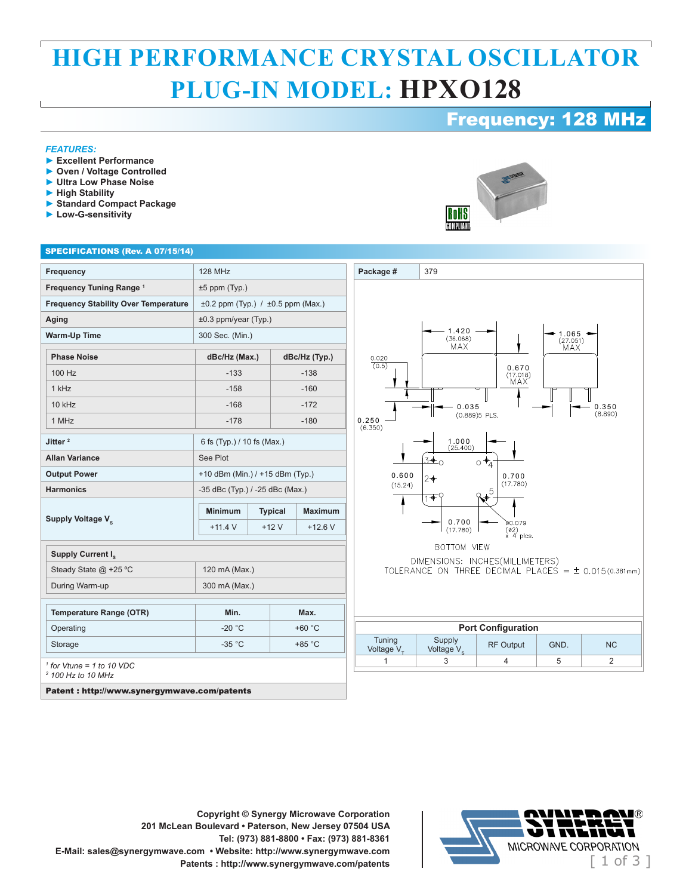# HIGH PERFORMANCE CRYSTAL OSCILLATOR PLUG-IN MODEL: HPXO128

## Frequency: 128 MHz

*FEATURES:*

- ► Excellent Performance
- ► Oven / Voltage Controlled
- ► Ultra Low Phase Noise
- ► High Stability
- ► Standard Compact Package
- ► Low-G-sensitivity

RoHS COMPLIANT

## SPECIFICATIONS (Rev. A 07/15/14)

| Parameter | Value |
|---|---|
| **Frequency** | 128 MHz |
| **Frequency Tuning Range** [1] | ±5 ppm (Typ.) |
| **Frequency Stability Over Temperature** | ±0.2 ppm (Typ.) / ±0.5 ppm (Max.) |
| **Aging** | ±0.3 ppm/year (Typ.) |
| **Warm-Up Time** | 300 Sec. (Min.) |

| Phase Noise | dBc/Hz (Max.) | dBc/Hz (Typ.) |
|---|---|---|
| 100 Hz | -133 | -138 |
| 1 kHz | -158 | -160 |
| 10 kHz | -168 | -172 |
| 1 MHz | -178 | -180 |

| Parameter | Value |
|---|---|
| **Jitter** [2] | 6 fs (Typ.) / 10 fs (Max.) |
| **Allan Variance** | See Plot |
| **Output Power** | +10 dBm (Min.) / +15 dBm (Typ.) |
| **Harmonics** | -35 dBc (Typ.) / -25 dBc (Max.) |

| | Minimum | Typical | Maximum |
|---|---|---|---|
| **Supply Voltage $V_s$** | +11.4 V | +12 V | +12.6 V |

| Supply Current $I_s$ | |
|---|---|
| Steady State @ +25 ºC | 120 mA (Max.) |
| During Warm-up | 300 mA (Max.) |

| Temperature Range (OTR) | Min. | Max. |
|---|---|---|
| Operating | -20 °C | +60 °C |
| Storage | -35 °C | +85 °C |

*[1] for Vtune = 1 to 10 VDC*
*[2] 100 Hz to 10 MHz*

**Patent : http://www.synergymwave.com/patents**

**Package #** 379

Dimensions: 1.420 (36.068) MAX; 1.065 (27.051) MAX; 0.670 (17.018) MAX; 0.020 (0.5); 0.035 (0.889)5 PLS.; 0.350 (8.890); 0.250 (6.350); 1.000 (25.400); 0.600 (15.24); 0.700 (17.780); 0.700 (17.780); ø0.079 (ø2) x 4 plcs.

BOTTOM VIEW

DIMENSIONS: INCHES(MILLIMETERS)
TOLERANCE ON THREE DECIMAL PLACES = ± 0.015(0.381mm)

| Port Configuration | | | | |
|---|---|---|---|---|
| Tuning Voltage $V_T$ | Supply Voltage $V_S$ | RF Output | GND. | NC |
| 1 | 3 | 4 | 5 | 2 |

Copyright © Synergy Microwave Corporation
201 McLean Boulevard • Paterson, New Jersey 07504 USA
Tel: (973) 881-8800 • Fax: (973) 881-8361
E-Mail: sales@synergymwave.com • Website: http://www.synergymwave.com
Patents : http://www.synergymwave.com/patents

SYNERGY® MICROWAVE CORPORATION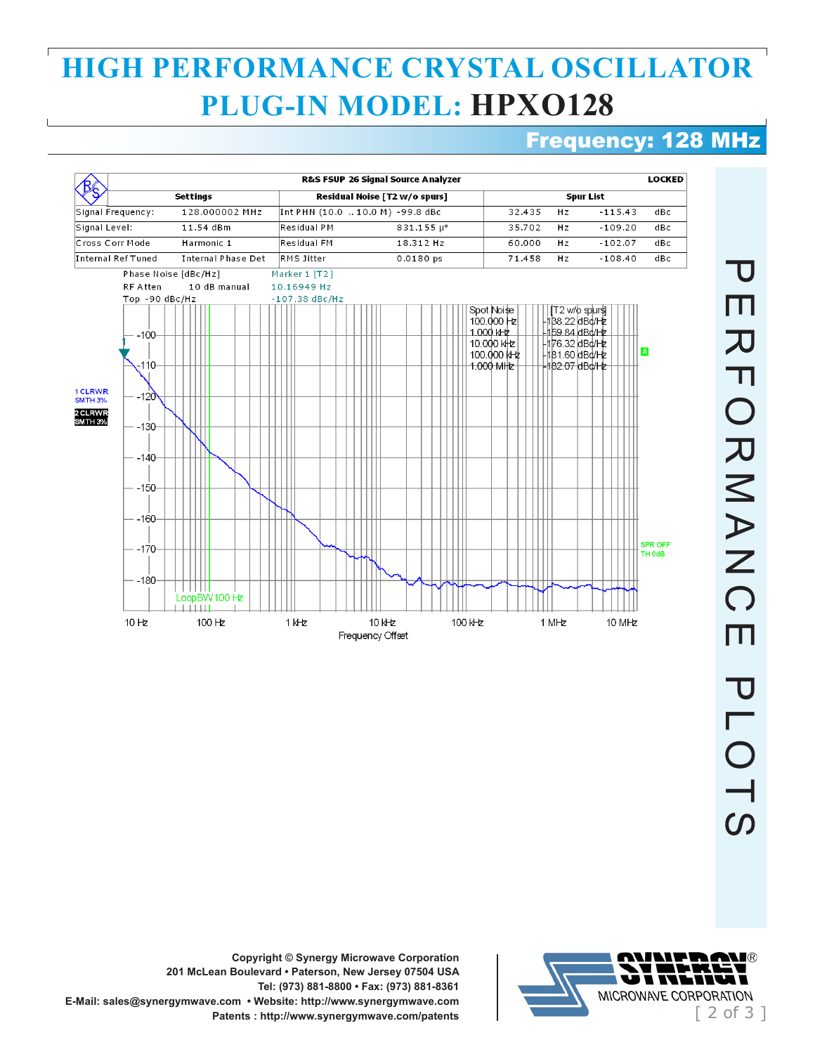# HIGH PERFORMANCE CRYSTAL OSCILLATOR
# PLUG-IN MODEL: HPXO128

## Frequency: 128 MHz

**R&S FSUP 26 Signal Source Analyzer** — **LOCKED**

| Settings | | Residual Noise [T2 w/o spurs] | | Spur List | | | |
|---|---|---|---|---|---|---|---|
| Signal Frequency: | 128.000002 MHz | Int PHN (10.0 .. 10.0 M) | -99.8 dBc | 32.435 | Hz | -115.43 | dBc |
| Signal Level: | 11.54 dBm | Residual PM | 831.155 µ° | 35.702 | Hz | -109.20 | dBc |
| Cross Corr Mode | Harmonic 1 | Residual FM | 18.312 Hz | 60.000 | Hz | -102.07 | dBc |
| Internal Ref Tuned | Internal Phase Det | RMS Jitter | 0.0180 ps | 71.458 | Hz | -108.40 | dBc |

Phase Noise [dBc/Hz]
RF Atten 10 dB manual
Top -90 dBc/Hz

Marker 1 [T2]
10.16949 Hz
-107.38 dBc/Hz

| Spot Noise | [T2 w/o spurs] |
|---|---|
| 100.000 Hz | -138.22 dBc/Hz |
| 1.000 kHz | -159.84 dBc/Hz |
| 10.000 kHz | -176.32 dBc/Hz |
| 100.000 kHz | -181.60 dBc/Hz |
| 1.000 MHz | -182.07 dBc/Hz |

LoopBW 100 Hz

Frequency Offset

# PERFORMANCE PLOTS

Copyright © Synergy Microwave Corporation
201 McLean Boulevard • Paterson, New Jersey 07504 USA
Tel: (973) 881-8800 • Fax: (973) 881-8361
E-Mail: sales@synergymwave.com • Website: http://www.synergymwave.com
Patents : http://www.synergymwave.com/patents

SYNERGY® MICROWAVE CORPORATION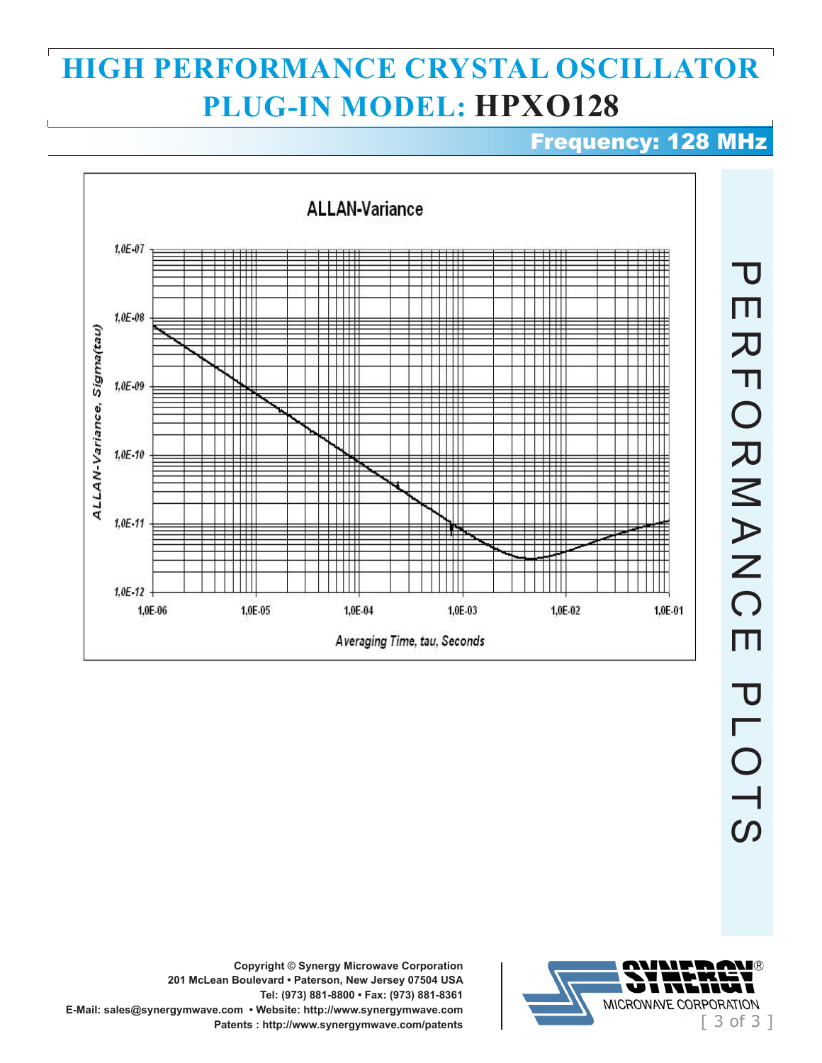# HIGH PERFORMANCE CRYSTAL OSCILLATOR
# PLUG-IN MODEL: HPXO128

**Frequency: 128 MHz**

ALLAN-Variance

1,0E-07
1,0E-08
1,0E-09
1,0E-10
1,0E-11
1,0E-12

ALLAN-Variance, Sigma(tau)

1,0E-06
1,0E-05
1,0E-04
1,0E-03
1,0E-02
1,0E-01

Averaging Time, tau, Seconds

PERFORMANCE PLOTS

**Copyright © Synergy Microwave Corporation**
**201 McLean Boulevard • Paterson, New Jersey 07504 USA**
**Tel: (973) 881-8800 • Fax: (973) 881-8361**
**E-Mail: sales@synergymwave.com • Website: http://www.synergymwave.com**
**Patents : http://www.synergymwave.com/patents**

SYNERGY® MICROWAVE CORPORATION